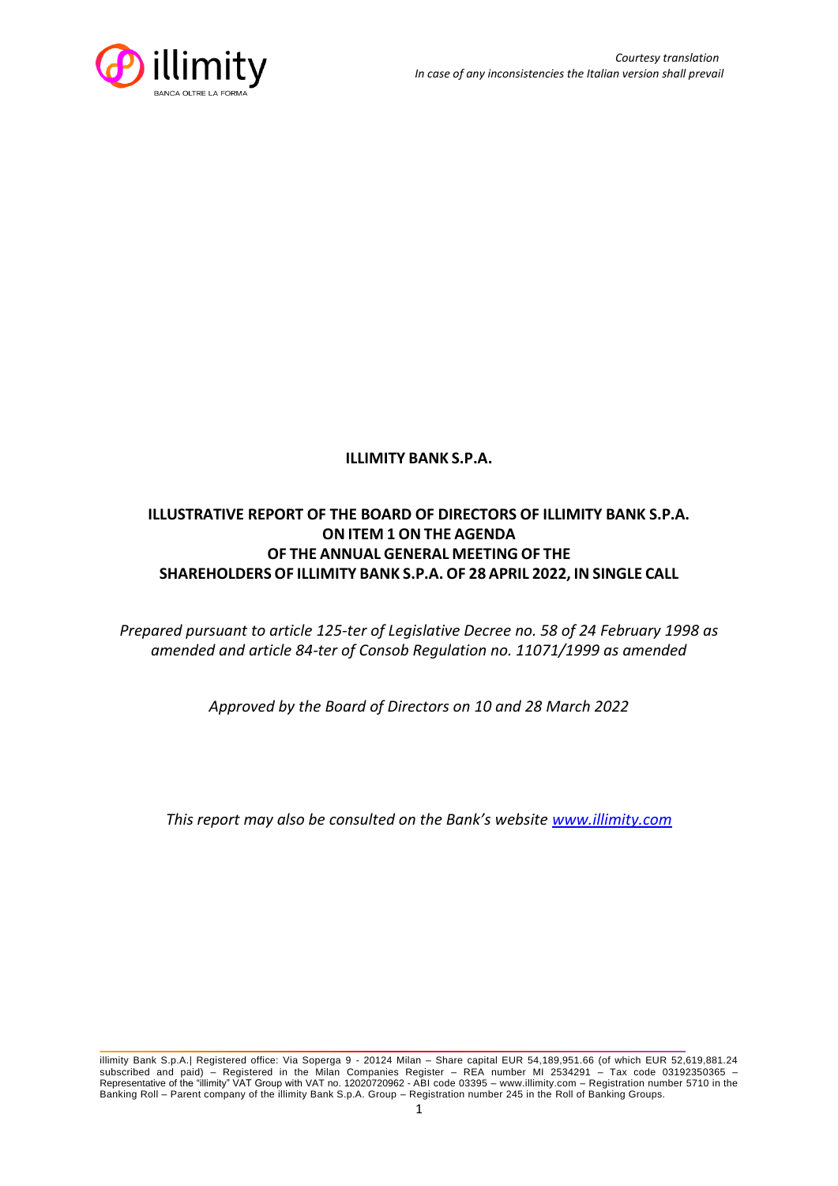*Courtesy translation*
*In case of any inconsistencies the Italian version shall prevail*

**ILLIMITY BANK S.P.A.**

# ILLUSTRATIVE REPORT OF THE BOARD OF DIRECTORS OF ILLIMITY BANK S.P.A. ON ITEM 1 ON THE AGENDA OF THE ANNUAL GENERAL MEETING OF THE SHAREHOLDERS OF ILLIMITY BANK S.P.A. OF 28 APRIL 2022, IN SINGLE CALL

*Prepared pursuant to article 125-ter of Legislative Decree no. 58 of 24 February 1998 as amended and article 84-ter of Consob Regulation no. 11071/1999 as amended*

*Approved by the Board of Directors on 10 and 28 March 2022*

*This report may also be consulted on the Bank's website [www.illimity.com](www.illimity.com)*

illimity Bank S.p.A.| Registered office: Via Soperga 9 - 20124 Milan – Share capital EUR 54,189,951.66 (of which EUR 52,619,881.24 subscribed and paid) – Registered in the Milan Companies Register – REA number MI 2534291 – Tax code 03192350365 – Representative of the "illimity" VAT Group with VAT no. 12020720962 - ABI code 03395 – www.illimity.com – Registration number 5710 in the Banking Roll – Parent company of the illimity Bank S.p.A. Group – Registration number 245 in the Roll of Banking Groups.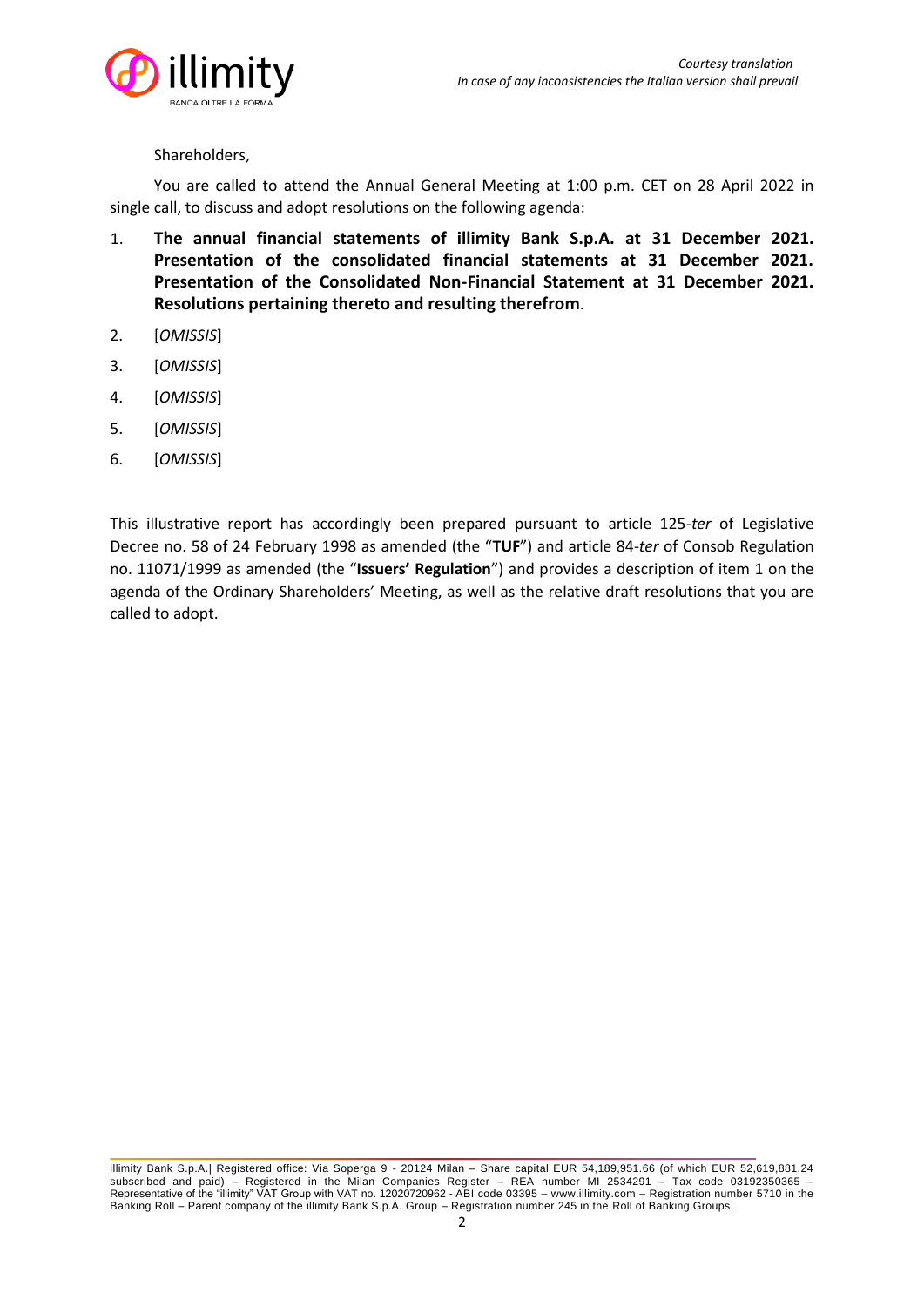Shareholders,

You are called to attend the Annual General Meeting at 1:00 p.m. CET on 28 April 2022 in single call, to discuss and adopt resolutions on the following agenda:

1. **The annual financial statements of illimity Bank S.p.A. at 31 December 2021. Presentation of the consolidated financial statements at 31 December 2021. Presentation of the Consolidated Non-Financial Statement at 31 December 2021. Resolutions pertaining thereto and resulting therefrom**.
2. [*OMISSIS*]
3. [*OMISSIS*]
4. [*OMISSIS*]
5. [*OMISSIS*]
6. [*OMISSIS*]

This illustrative report has accordingly been prepared pursuant to article 125-*ter* of Legislative Decree no. 58 of 24 February 1998 as amended (the "**TUF**") and article 84-*ter* of Consob Regulation no. 11071/1999 as amended (the "**Issuers' Regulation**") and provides a description of item 1 on the agenda of the Ordinary Shareholders' Meeting, as well as the relative draft resolutions that you are called to adopt.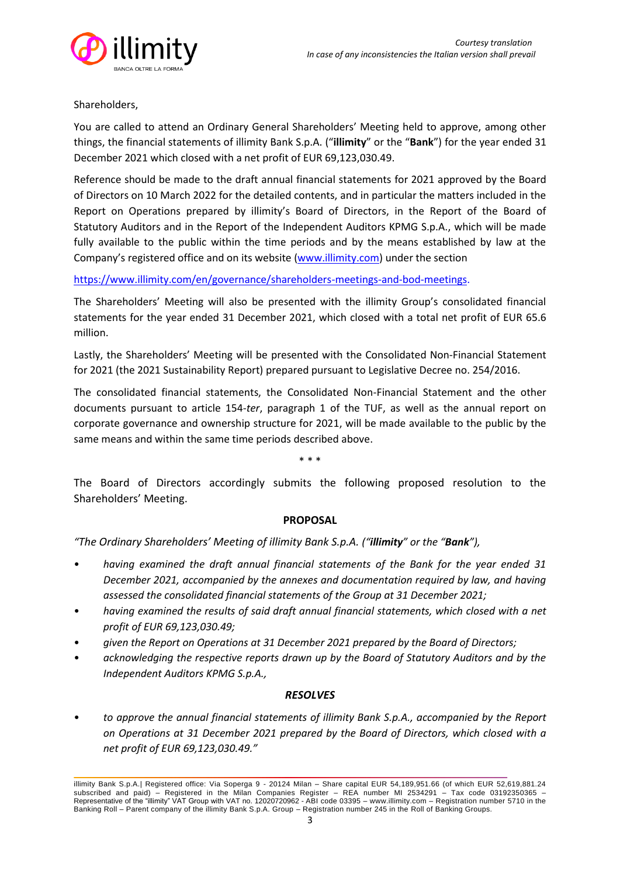*Courtesy translation*
*In case of any inconsistencies the Italian version shall prevail*

Shareholders,

You are called to attend an Ordinary General Shareholders' Meeting held to approve, among other things, the financial statements of illimity Bank S.p.A. ("**illimity**" or the "**Bank**") for the year ended 31 December 2021 which closed with a net profit of EUR 69,123,030.49.

Reference should be made to the draft annual financial statements for 2021 approved by the Board of Directors on 10 March 2022 for the detailed contents, and in particular the matters included in the Report on Operations prepared by illimity's Board of Directors, in the Report of the Board of Statutory Auditors and in the Report of the Independent Auditors KPMG S.p.A., which will be made fully available to the public within the time periods and by the means established by law at the Company's registered office and on its website (www.illimity.com) under the section

https://www.illimity.com/en/governance/shareholders-meetings-and-bod-meetings.

The Shareholders' Meeting will also be presented with the illimity Group's consolidated financial statements for the year ended 31 December 2021, which closed with a total net profit of EUR 65.6 million.

Lastly, the Shareholders' Meeting will be presented with the Consolidated Non-Financial Statement for 2021 (the 2021 Sustainability Report) prepared pursuant to Legislative Decree no. 254/2016.

The consolidated financial statements, the Consolidated Non-Financial Statement and the other documents pursuant to article 154-*ter*, paragraph 1 of the TUF, as well as the annual report on corporate governance and ownership structure for 2021, will be made available to the public by the same means and within the same time periods described above.

\* \* \*

The Board of Directors accordingly submits the following proposed resolution to the Shareholders' Meeting.

**PROPOSAL**

*"The Ordinary Shareholders' Meeting of illimity Bank S.p.A. ("**illimity**" or the "**Bank**"),*

- *having examined the draft annual financial statements of the Bank for the year ended 31 December 2021, accompanied by the annexes and documentation required by law, and having assessed the consolidated financial statements of the Group at 31 December 2021;*
- *having examined the results of said draft annual financial statements, which closed with a net profit of EUR 69,123,030.49;*
- *given the Report on Operations at 31 December 2021 prepared by the Board of Directors;*
- *acknowledging the respective reports drawn up by the Board of Statutory Auditors and by the Independent Auditors KPMG S.p.A.,*

***RESOLVES***

- *to approve the annual financial statements of illimity Bank S.p.A., accompanied by the Report on Operations at 31 December 2021 prepared by the Board of Directors, which closed with a net profit of EUR 69,123,030.49."*

illimity Bank S.p.A.| Registered office: Via Soperga 9 - 20124 Milan – Share capital EUR 54,189,951.66 (of which EUR 52,619,881.24 subscribed and paid) – Registered in the Milan Companies Register – REA number MI 2534291 – Tax code 03192350365 – Representative of the "illimity" VAT Group with VAT no. 12020720962 - ABI code 03395 – www.illimity.com – Registration number 5710 in the Banking Roll – Parent company of the illimity Bank S.p.A. Group – Registration number 245 in the Roll of Banking Groups.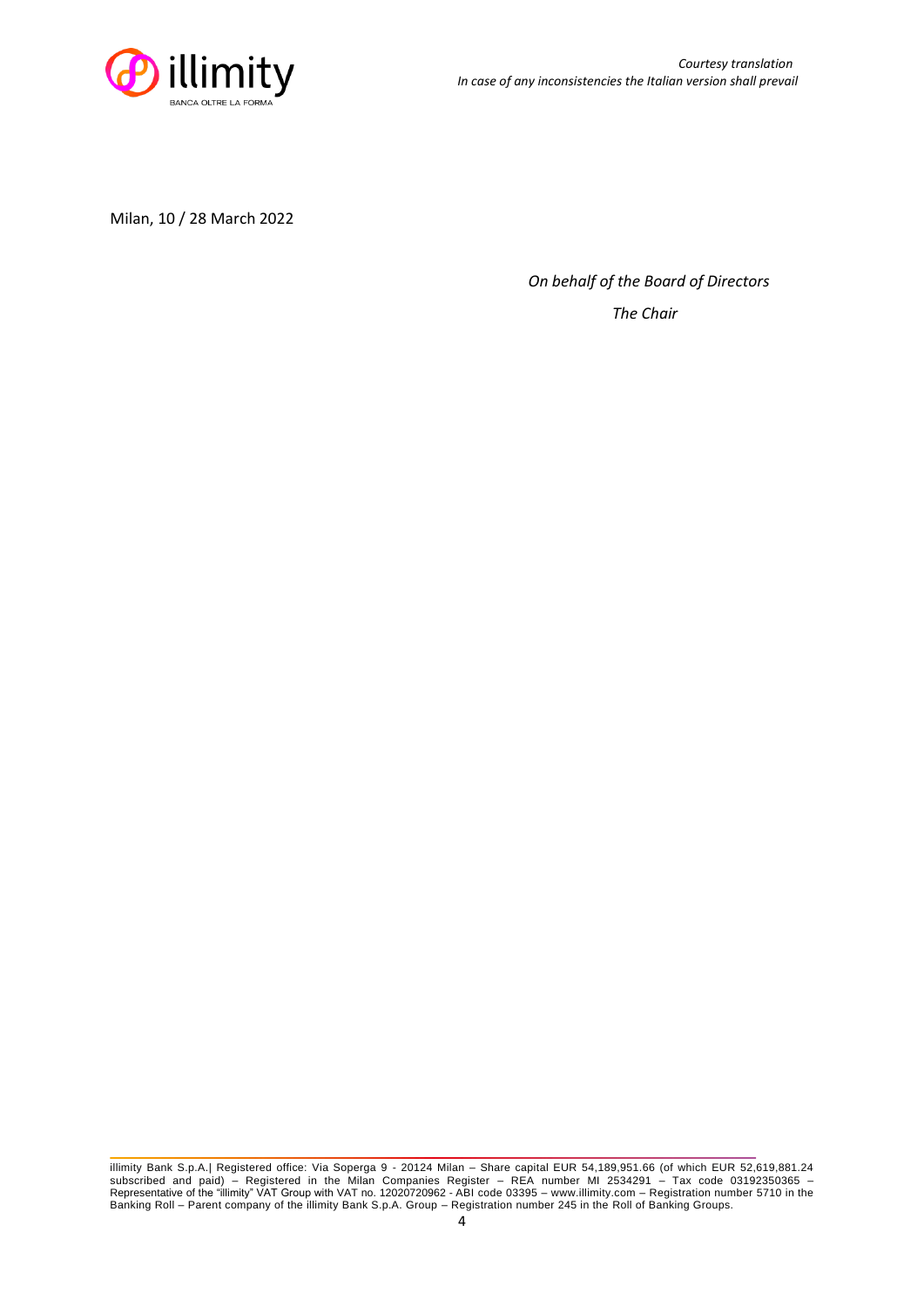Milan, 10 / 28 March 2022

*On behalf of the Board of Directors*

*The Chair*